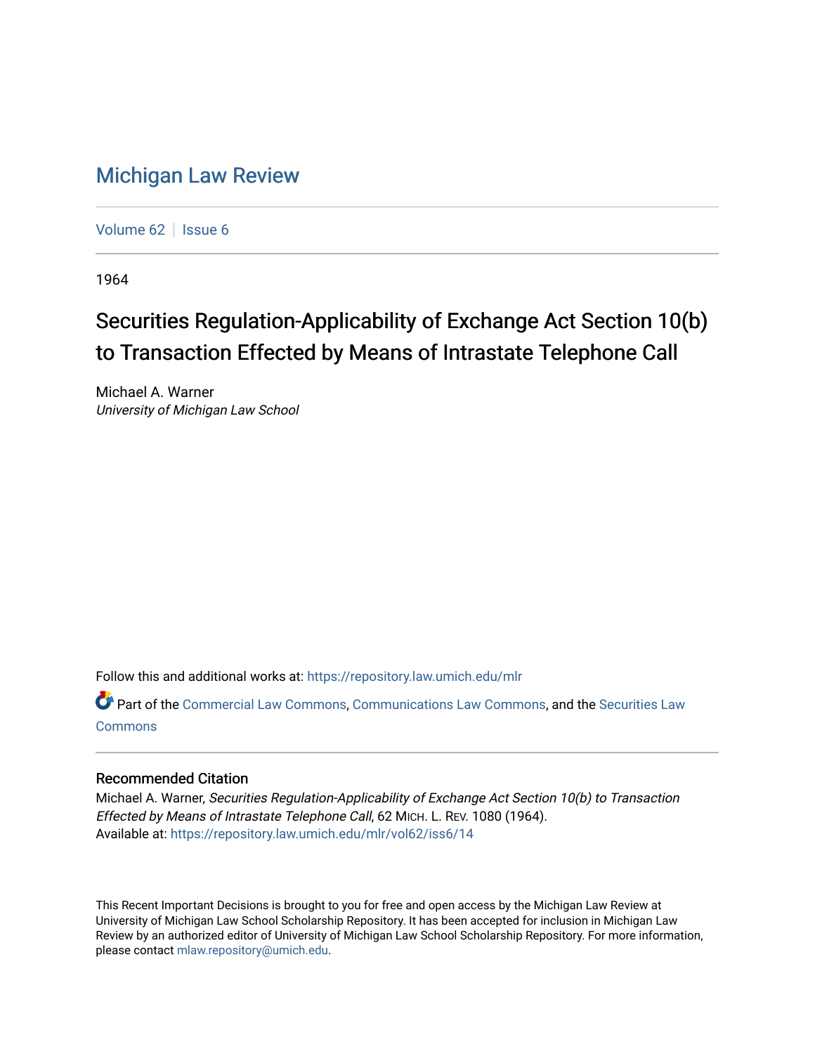# Michigan Law Review

Volume 62 | Issue 6

1964

## Securities Regulation-Applicability of Exchange Act Section 10(b) to Transaction Effected by Means of Intrastate Telephone Call

Michael A. Warner
*University of Michigan Law School*

Follow this and additional works at: https://repository.law.umich.edu/mlr

Part of the Commercial Law Commons, Communications Law Commons, and the Securities Law Commons

### Recommended Citation

Michael A. Warner, *Securities Regulation-Applicability of Exchange Act Section 10(b) to Transaction Effected by Means of Intrastate Telephone Call*, 62 MICH. L. REV. 1080 (1964).
Available at: https://repository.law.umich.edu/mlr/vol62/iss6/14

This Recent Important Decisions is brought to you for free and open access by the Michigan Law Review at University of Michigan Law School Scholarship Repository. It has been accepted for inclusion in Michigan Law Review by an authorized editor of University of Michigan Law School Scholarship Repository. For more information, please contact mlaw.repository@umich.edu.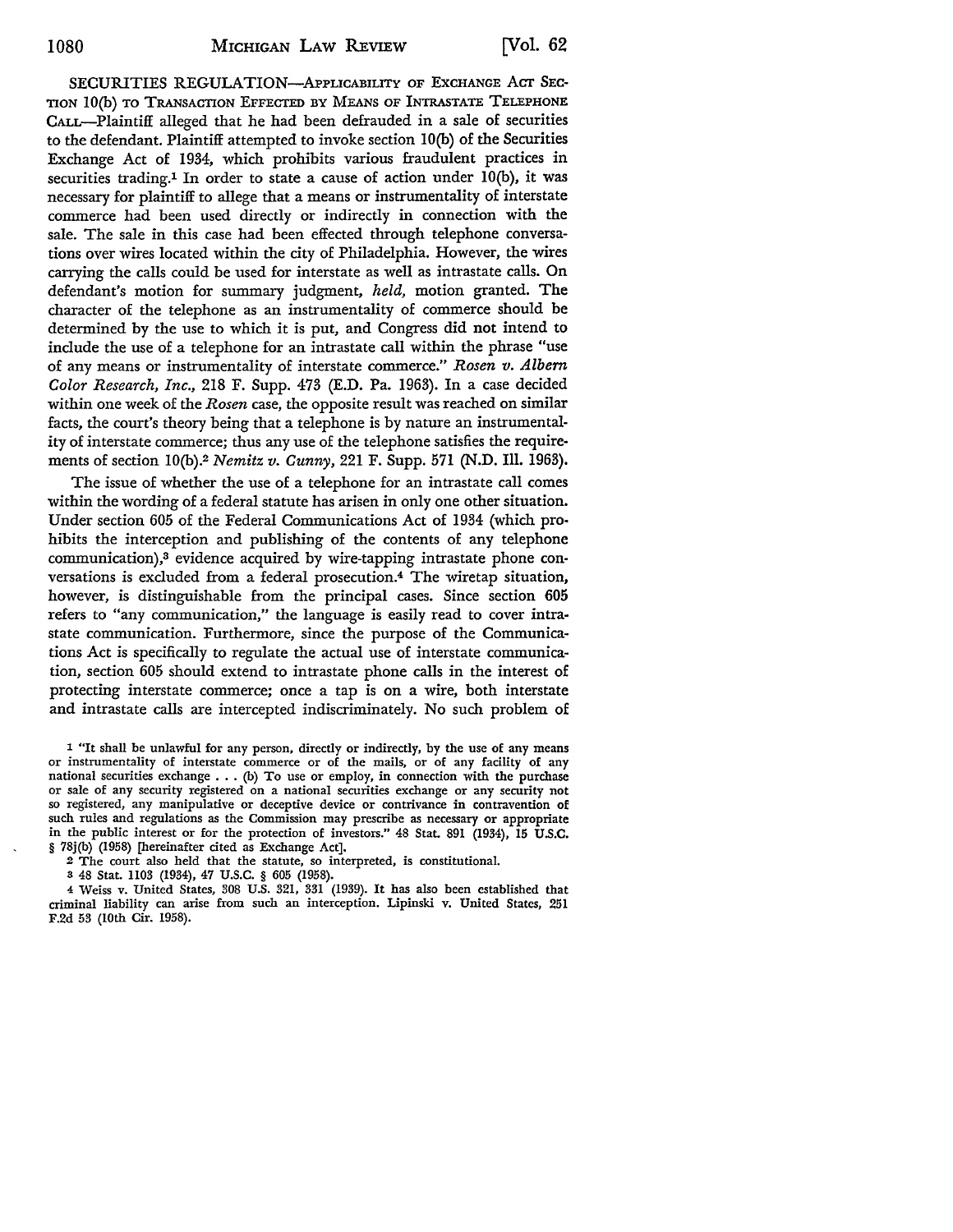SECURITIES REGULATION—APPLICABILITY OF EXCHANGE ACT SECTION 10(b) TO TRANSACTION EFFECTED BY MEANS OF INTRASTATE TELEPHONE CALL—Plaintiff alleged that he had been defrauded in a sale of securities to the defendant. Plaintiff attempted to invoke section 10(b) of the Securities Exchange Act of 1934, which prohibits various fraudulent practices in securities trading.[1] In order to state a cause of action under 10(b), it was necessary for plaintiff to allege that a means or instrumentality of interstate commerce had been used directly or indirectly in connection with the sale. The sale in this case had been effected through telephone conversations over wires located within the city of Philadelphia. However, the wires carrying the calls could be used for interstate as well as intrastate calls. On defendant's motion for summary judgment, *held*, motion granted. The character of the telephone as an instrumentality of commerce should be determined by the use to which it is put, and Congress did not intend to include the use of a telephone for an intrastate call within the phrase "use of any means or instrumentality of interstate commerce." *Rosen v. Albern Color Research, Inc.*, 218 F. Supp. 473 (E.D. Pa. 1963). In a case decided within one week of the *Rosen* case, the opposite result was reached on similar facts, the court's theory being that a telephone is by nature an instrumentality of interstate commerce; thus any use of the telephone satisfies the requirements of section 10(b).[2] *Nemitz v. Cunny*, 221 F. Supp. 571 (N.D. Ill. 1963).

The issue of whether the use of a telephone for an intrastate call comes within the wording of a federal statute has arisen in only one other situation. Under section 605 of the Federal Communications Act of 1934 (which prohibits the interception and publishing of the contents of any telephone communication),[3] evidence acquired by wire-tapping intrastate phone conversations is excluded from a federal prosecution.[4] The wiretap situation, however, is distinguishable from the principal cases. Since section 605 refers to "any communication," the language is easily read to cover intrastate communication. Furthermore, since the purpose of the Communications Act is specifically to regulate the actual use of interstate communication, section 605 should extend to intrastate phone calls in the interest of protecting interstate commerce; once a tap is on a wire, both interstate and intrastate calls are intercepted indiscriminately. No such problem of

---

[1] "It shall be unlawful for any person, directly or indirectly, by the use of any means or instrumentality of interstate commerce or of the mails, or of any facility of any national securities exchange . . . (b) To use or employ, in connection with the purchase or sale of any security registered on a national securities exchange or any security not so registered, any manipulative or deceptive device or contrivance in contravention of such rules and regulations as the Commission may prescribe as necessary or appropriate in the public interest or for the protection of investors." 48 Stat. 891 (1934), 15 U.S.C. § 78j(b) (1958) [hereinafter cited as Exchange Act].

[2] The court also held that the statute, so interpreted, is constitutional.

[3] 48 Stat. 1103 (1934), 47 U.S.C. § 605 (1958).

[4] Weiss v. United States, 308 U.S. 321, 331 (1939). It has also been established that criminal liability can arise from such an interception. Lipinski v. United States, 251 F.2d 53 (10th Cir. 1958).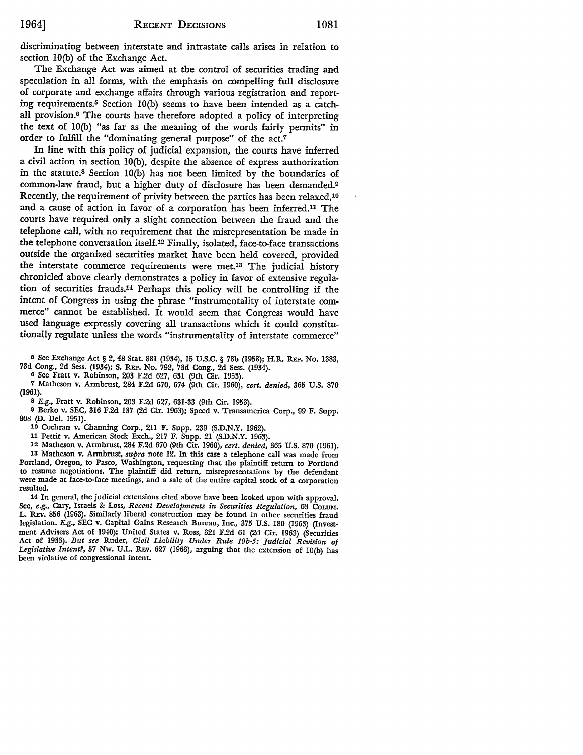discriminating between interstate and intrastate calls arises in relation to section 10(b) of the Exchange Act.

The Exchange Act was aimed at the control of securities trading and speculation in all forms, with the emphasis on compelling full disclosure of corporate and exchange affairs through various registration and reporting requirements.[5] Section 10(b) seems to have been intended as a catch-all provision.[6] The courts have therefore adopted a policy of interpreting the text of 10(b) "as far as the meaning of the words fairly permits" in order to fulfill the "dominating general purpose" of the act.[7]

In line with this policy of judicial expansion, the courts have inferred a civil action in section 10(b), despite the absence of express authorization in the statute.[8] Section 10(b) has not been limited by the boundaries of common-law fraud, but a higher duty of disclosure has been demanded.[9] Recently, the requirement of privity between the parties has been relaxed,[10] and a cause of action in favor of a corporation has been inferred.[11] The courts have required only a slight connection between the fraud and the telephone call, with no requirement that the misrepresentation be made in the telephone conversation itself.[12] Finally, isolated, face-to-face transactions outside the organized securities market have been held covered, provided the interstate commerce requirements were met.[13] The judicial history chronicled above clearly demonstrates a policy in favor of extensive regulation of securities frauds.[14] Perhaps this policy will be controlling if the intent of Congress in using the phrase "instrumentality of interstate commerce" cannot be established. It would seem that Congress would have used language expressly covering all transactions which it could constitutionally regulate unless the words "instrumentality of interstate commerce"

---

[5] See Exchange Act § 2, 48 Stat. 881 (1934), 15 U.S.C. § 78b (1958); H.R. Rep. No. 1383, 73d Cong., 2d Sess. (1934); S. Rep. No. 792, 73d Cong., 2d Sess. (1934).

[6] See Fratt v. Robinson, 203 F.2d 627, 631 (9th Cir. 1953).

[7] Matheson v. Armbrust, 284 F.2d 670, 674 (9th Cir. 1960), *cert. denied*, 365 U.S. 870 (1961).

[8] *E.g.*, Fratt v. Robinson, 203 F.2d 627, 631-33 (9th Cir. 1953).

[9] Berko v. SEC, 316 F.2d 137 (2d Cir. 1963); Speed v. Transamerica Corp., 99 F. Supp. 808 (D. Del. 1951).

[10] Cochran v. Channing Corp., 211 F. Supp. 239 (S.D.N.Y. 1962).

[11] Pettit v. American Stock Exch., 217 F. Supp. 21 (S.D.N.Y. 1963).

[12] Matheson v. Armbrust, 284 F.2d 670 (9th Cir. 1960), *cert. denied*, 365 U.S. 870 (1961).

[13] Matheson v. Armbrust, *supra* note 12. In this case a telephone call was made from Portland, Oregon, to Pasco, Washington, requesting that the plaintiff return to Portland to resume negotiations. The plaintiff did return, misrepresentations by the defendant were made at face-to-face meetings, and a sale of the entire capital stock of a corporation resulted.

[14] In general, the judicial extensions cited above have been looked upon with approval. See, *e.g.*, Cary, Israels & Loss, *Recent Developments in Securities Regulation*, 63 Colum. L. Rev. 856 (1963). Similarly liberal construction may be found in other securities fraud legislation. *E.g.*, SEC v. Capital Gains Research Bureau, Inc., 375 U.S. 180 (1963) (Investment Advisers Act of 1940); United States v. Ross, 321 F.2d 61 (2d Cir. 1963) (Securities Act of 1933). *But see* Ruder, *Civil Liability Under Rule 10b-5: Judicial Revision of Legislative Intent?*, 57 Nw. U.L. Rev. 627 (1963), arguing that the extension of 10(b) has been violative of congressional intent.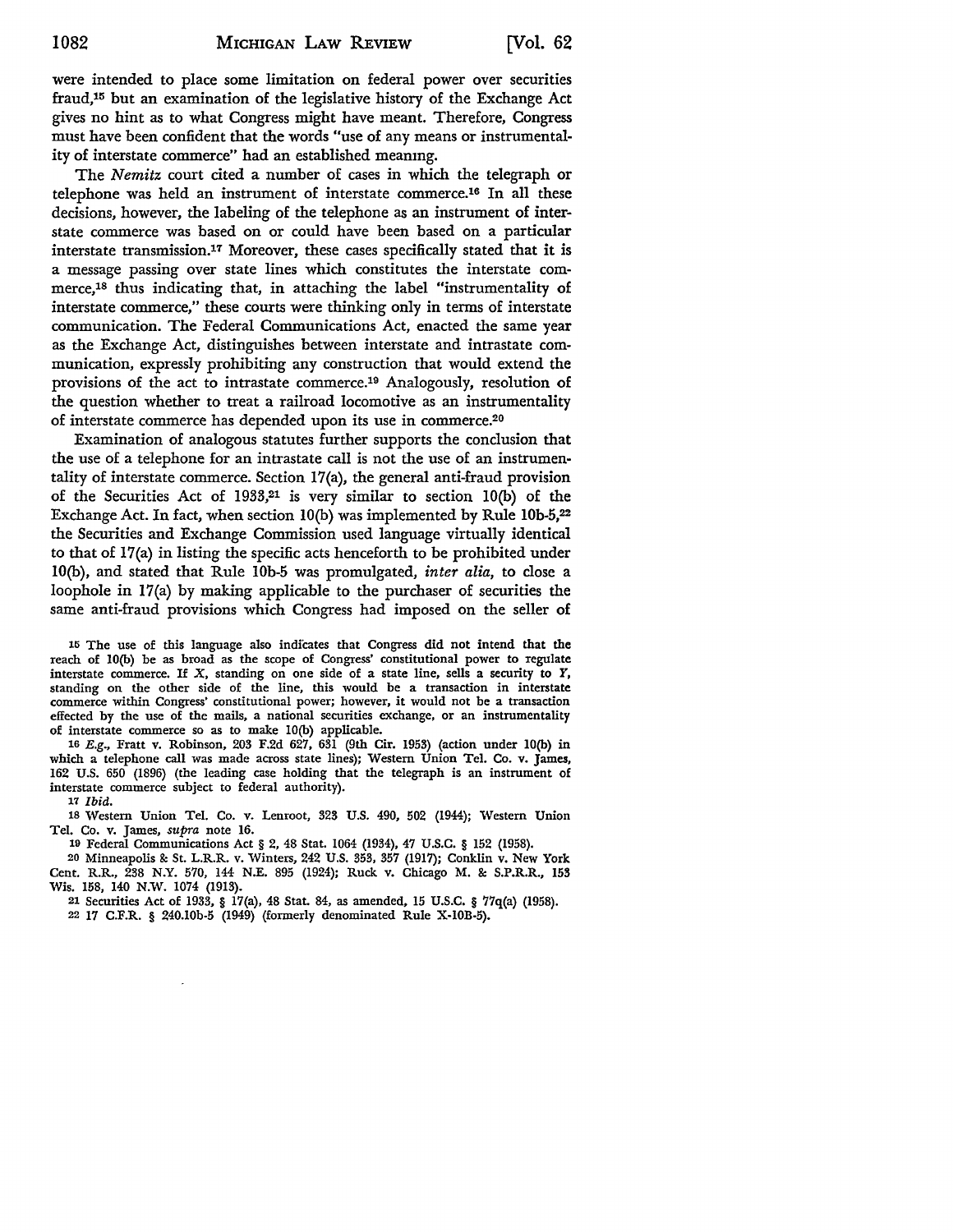were intended to place some limitation on federal power over securities fraud,[15] but an examination of the legislative history of the Exchange Act gives no hint as to what Congress might have meant. Therefore, Congress must have been confident that the words "use of any means or instrumentality of interstate commerce" had an established meaning.

The *Nemitz* court cited a number of cases in which the telegraph or telephone was held an instrument of interstate commerce.[16] In all these decisions, however, the labeling of the telephone as an instrument of interstate commerce was based on or could have been based on a particular interstate transmission.[17] Moreover, these cases specifically stated that it is a message passing over state lines which constitutes the interstate commerce,[18] thus indicating that, in attaching the label "instrumentality of interstate commerce," these courts were thinking only in terms of interstate communication. The Federal Communications Act, enacted the same year as the Exchange Act, distinguishes between interstate and intrastate communication, expressly prohibiting any construction that would extend the provisions of the act to intrastate commerce.[19] Analogously, resolution of the question whether to treat a railroad locomotive as an instrumentality of interstate commerce has depended upon its use in commerce.[20]

Examination of analogous statutes further supports the conclusion that the use of a telephone for an intrastate call is not the use of an instrumentality of interstate commerce. Section 17(a), the general anti-fraud provision of the Securities Act of 1933,[21] is very similar to section 10(b) of the Exchange Act. In fact, when section 10(b) was implemented by Rule 10b-5,[22] the Securities and Exchange Commission used language virtually identical to that of 17(a) in listing the specific acts henceforth to be prohibited under 10(b), and stated that Rule 10b-5 was promulgated, *inter alia*, to close a loophole in 17(a) by making applicable to the purchaser of securities the same anti-fraud provisions which Congress had imposed on the seller of

---

[15] The use of this language also indicates that Congress did not intend that the reach of 10(b) be as broad as the scope of Congress' constitutional power to regulate interstate commerce. If *X*, standing on one side of a state line, sells a security to *Y*, standing on the other side of the line, this would be a transaction in interstate commerce within Congress' constitutional power; however, it would not be a transaction effected by the use of the mails, a national securities exchange, or an instrumentality of interstate commerce so as to make 10(b) applicable.

[16] *E.g.*, Fratt v. Robinson, 203 F.2d 627, 631 (9th Cir. 1953) (action under 10(b) in which a telephone call was made across state lines); Western Union Tel. Co. v. James, 162 U.S. 650 (1896) (the leading case holding that the telegraph is an instrument of interstate commerce subject to federal authority).

[17] *Ibid.*

[18] Western Union Tel. Co. v. Lenroot, 323 U.S. 490, 502 (1944); Western Union Tel. Co. v. James, *supra* note 16.

[19] Federal Communications Act § 2, 48 Stat. 1064 (1934), 47 U.S.C. § 152 (1958).

[20] Minneapolis & St. L.R.R. v. Winters, 242 U.S. 353, 357 (1917); Conklin v. New York Cent. R.R., 238 N.Y. 570, 144 N.E. 895 (1924); Ruck v. Chicago M. & S.P.R.R., 153 Wis. 158, 140 N.W. 1074 (1913).

[21] Securities Act of 1933, § 17(a), 48 Stat. 84, as amended, 15 U.S.C. § 77q(a) (1958).

[22] 17 C.F.R. § 240.10b-5 (1949) (formerly denominated Rule X-10B-5).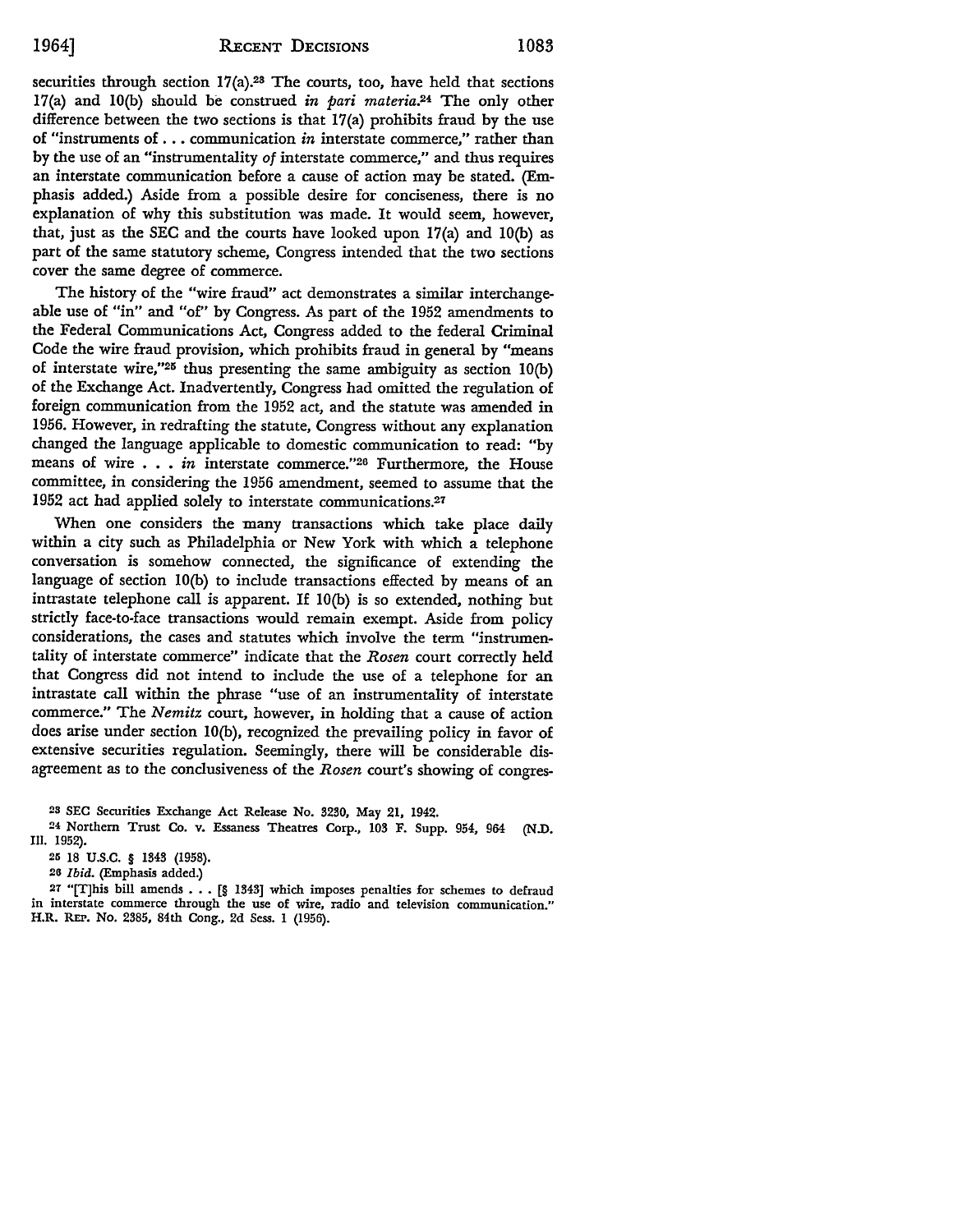securities through section 17(a).[23] The courts, too, have held that sections 17(a) and 10(b) should be construed *in pari materia*.[24] The only other difference between the two sections is that 17(a) prohibits fraud by the use of "instruments of . . . communication *in* interstate commerce," rather than by the use of an "instrumentality *of* interstate commerce," and thus requires an interstate communication before a cause of action may be stated. (Emphasis added.) Aside from a possible desire for conciseness, there is no explanation of why this substitution was made. It would seem, however, that, just as the SEC and the courts have looked upon 17(a) and 10(b) as part of the same statutory scheme, Congress intended that the two sections cover the same degree of commerce.

The history of the "wire fraud" act demonstrates a similar interchangeable use of "in" and "of" by Congress. As part of the 1952 amendments to the Federal Communications Act, Congress added to the federal Criminal Code the wire fraud provision, which prohibits fraud in general by "means of interstate wire,"[25] thus presenting the same ambiguity as section 10(b) of the Exchange Act. Inadvertently, Congress had omitted the regulation of foreign communication from the 1952 act, and the statute was amended in 1956. However, in redrafting the statute, Congress without any explanation changed the language applicable to domestic communication to read: "by means of wire . . . *in* interstate commerce."[26] Furthermore, the House committee, in considering the 1956 amendment, seemed to assume that the 1952 act had applied solely to interstate communications.[27]

When one considers the many transactions which take place daily within a city such as Philadelphia or New York with which a telephone conversation is somehow connected, the significance of extending the language of section 10(b) to include transactions effected by means of an intrastate telephone call is apparent. If 10(b) is so extended, nothing but strictly face-to-face transactions would remain exempt. Aside from policy considerations, the cases and statutes which involve the term "instrumentality of interstate commerce" indicate that the *Rosen* court correctly held that Congress did not intend to include the use of a telephone for an intrastate call within the phrase "use of an instrumentality of interstate commerce." The *Nemitz* court, however, in holding that a cause of action does arise under section 10(b), recognized the prevailing policy in favor of extensive securities regulation. Seemingly, there will be considerable disagreement as to the conclusiveness of the *Rosen* court's showing of congres-

[23] SEC Securities Exchange Act Release No. 3230, May 21, 1942.

[24] Northern Trust Co. v. Essaness Theatres Corp., 103 F. Supp. 954, 964 (N.D. Ill. 1952).

[25] 18 U.S.C. § 1343 (1958).

[26] *Ibid.* (Emphasis added.)

[27] "[T]his bill amends . . . [§ 1343] which imposes penalties for schemes to defraud in interstate commerce through the use of wire, radio and television communication." H.R. Rep. No. 2385, 84th Cong., 2d Sess. 1 (1956).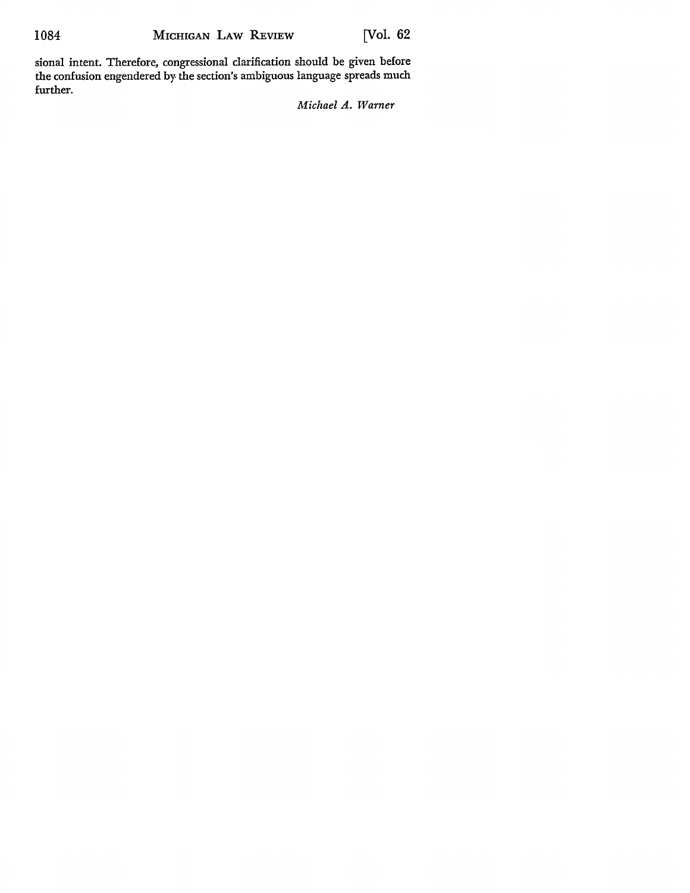sional intent. Therefore, congressional clarification should be given before the confusion engendered by the section's ambiguous language spreads much further.

*Michael A. Warner*